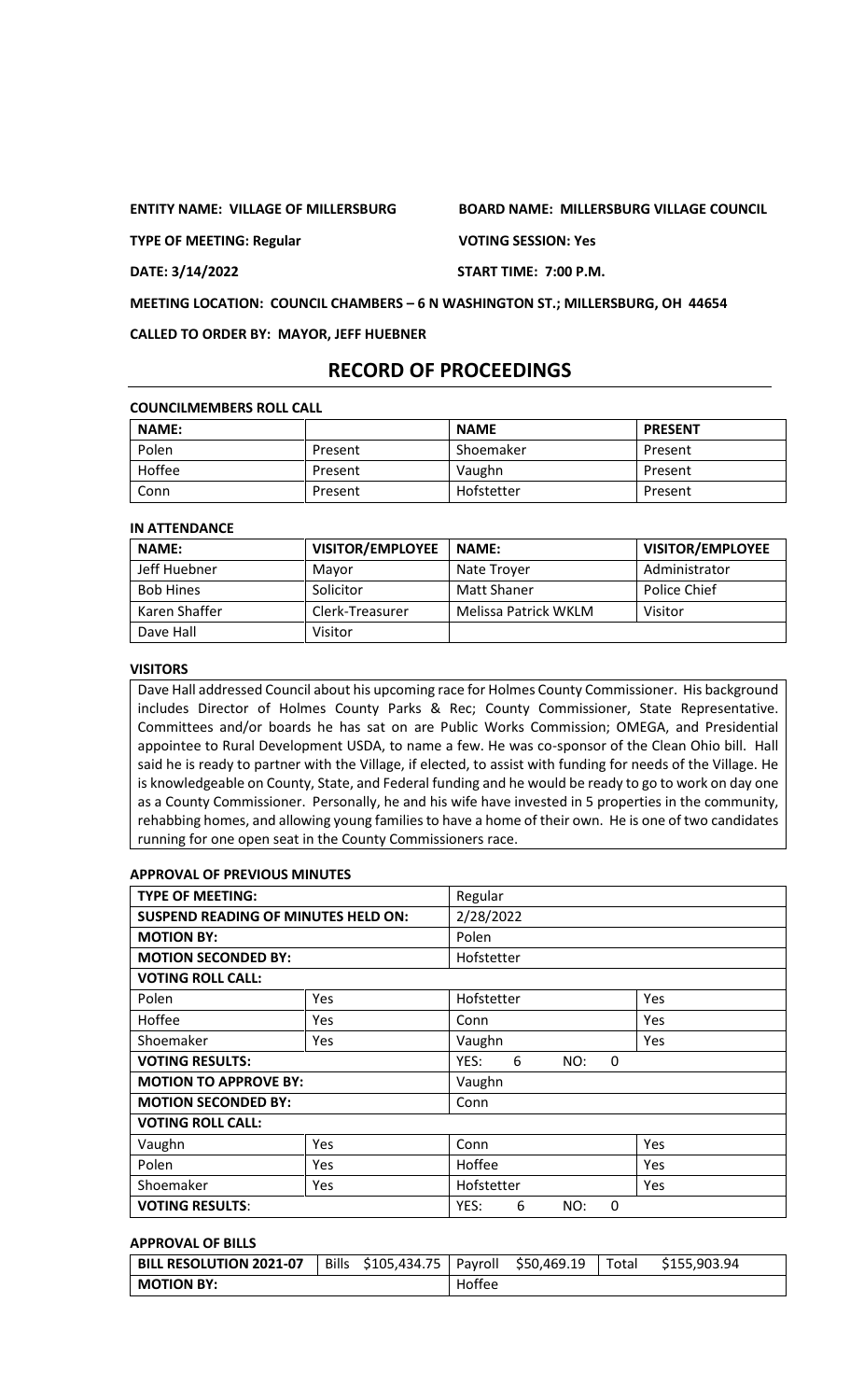**ENTITY NAME: VILLAGE OF MILLERSBURG** **BOARD NAME: MILLERSBURG VILLAGE COUNCIL**

**TYPE OF MEETING: Regular** **VOTING SESSION: Yes**

**DATE: 3/14/2022** **START TIME: 7:00 P.M.**

**MEETING LOCATION: COUNCIL CHAMBERS – 6 N WASHINGTON ST.; MILLERSBURG, OH 44654**

**CALLED TO ORDER BY: MAYOR, JEFF HUEBNER**

# RECORD OF PROCEEDINGS

## COUNCILMEMBERS ROLL CALL

| NAME: | | NAME | PRESENT |
|---|---|---|---|
| Polen | Present | Shoemaker | Present |
| Hoffee | Present | Vaughn | Present |
| Conn | Present | Hofstetter | Present |

## IN ATTENDANCE

| NAME: | VISITOR/EMPLOYEE | NAME: | VISITOR/EMPLOYEE |
|---|---|---|---|
| Jeff Huebner | Mayor | Nate Troyer | Administrator |
| Bob Hines | Solicitor | Matt Shaner | Police Chief |
| Karen Shaffer | Clerk-Treasurer | Melissa Patrick WKLM | Visitor |
| Dave Hall | Visitor | | |

## VISITORS

Dave Hall addressed Council about his upcoming race for Holmes County Commissioner. His background includes Director of Holmes County Parks & Rec; County Commissioner, State Representative. Committees and/or boards he has sat on are Public Works Commission; OMEGA, and Presidential appointee to Rural Development USDA, to name a few. He was co-sponsor of the Clean Ohio bill. Hall said he is ready to partner with the Village, if elected, to assist with funding for needs of the Village. He is knowledgeable on County, State, and Federal funding and he would be ready to go to work on day one as a County Commissioner. Personally, he and his wife have invested in 5 properties in the community, rehabbing homes, and allowing young families to have a home of their own. He is one of two candidates running for one open seat in the County Commissioners race.

## APPROVAL OF PREVIOUS MINUTES

| TYPE OF MEETING: | | Regular | |
|---|---|---|---|
| **SUSPEND READING OF MINUTES HELD ON:** | | 2/28/2022 | |
| **MOTION BY:** | | Polen | |
| **MOTION SECONDED BY:** | | Hofstetter | |
| **VOTING ROLL CALL:** | | | |
| Polen | Yes | Hofstetter | Yes |
| Hoffee | Yes | Conn | Yes |
| Shoemaker | Yes | Vaughn | Yes |
| **VOTING RESULTS:** | | YES: 6 NO: 0 | |
| **MOTION TO APPROVE BY:** | | Vaughn | |
| **MOTION SECONDED BY:** | | Conn | |
| **VOTING ROLL CALL:** | | | |
| Vaughn | Yes | Conn | Yes |
| Polen | Yes | Hoffee | Yes |
| Shoemaker | Yes | Hofstetter | Yes |
| **VOTING RESULTS:** | | YES: 6 NO: 0 | |

## APPROVAL OF BILLS

| BILL RESOLUTION 2021-07 | Bills $105,434.75 | Payroll $50,469.19 | Total $155,903.94 |
|---|---|---|---|
| **MOTION BY:** | | Hoffee | |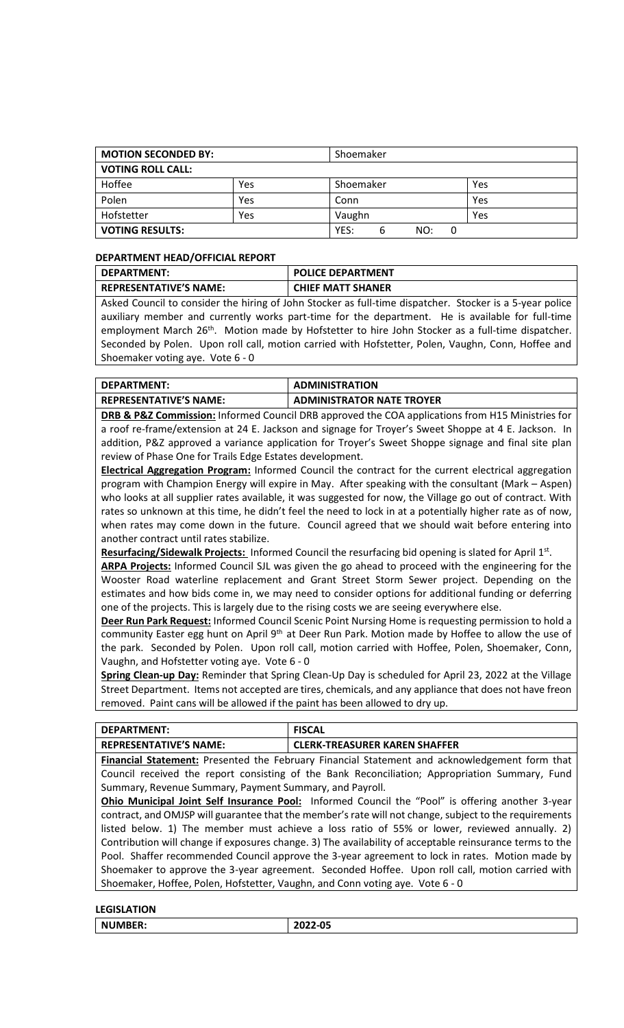| | | | |
|---|---|---|---|
| **MOTION SECONDED BY:** | | Shoemaker | |
| **VOTING ROLL CALL:** | | | |
| Hoffee | Yes | Shoemaker | Yes |
| Polen | Yes | Conn | Yes |
| Hofstetter | Yes | Vaughn | Yes |
| **VOTING RESULTS:** | | YES: 6 NO: 0 | |

**DEPARTMENT HEAD/OFFICIAL REPORT**

| | |
|---|---|
| **DEPARTMENT:** | **POLICE DEPARTMENT** |
| **REPRESENTATIVE'S NAME:** | **CHIEF MATT SHANER** |

Asked Council to consider the hiring of John Stocker as full-time dispatcher. Stocker is a 5-year police auxiliary member and currently works part-time for the department. He is available for full-time employment March 26th. Motion made by Hofstetter to hire John Stocker as a full-time dispatcher. Seconded by Polen. Upon roll call, motion carried with Hofstetter, Polen, Vaughn, Conn, Hoffee and Shoemaker voting aye. Vote 6 - 0

| | |
|---|---|
| **DEPARTMENT:** | **ADMINISTRATION** |
| **REPRESENTATIVE'S NAME:** | **ADMINISTRATOR NATE TROYER** |

**DRB & P&Z Commission:** Informed Council DRB approved the COA applications from H15 Ministries for a roof re-frame/extension at 24 E. Jackson and signage for Troyer's Sweet Shoppe at 4 E. Jackson. In addition, P&Z approved a variance application for Troyer's Sweet Shoppe signage and final site plan review of Phase One for Trails Edge Estates development.

**Electrical Aggregation Program:** Informed Council the contract for the current electrical aggregation program with Champion Energy will expire in May. After speaking with the consultant (Mark – Aspen) who looks at all supplier rates available, it was suggested for now, the Village go out of contract. With rates so unknown at this time, he didn't feel the need to lock in at a potentially higher rate as of now, when rates may come down in the future. Council agreed that we should wait before entering into another contract until rates stabilize.

**Resurfacing/Sidewalk Projects:** Informed Council the resurfacing bid opening is slated for April 1st.

**ARPA Projects:** Informed Council SJL was given the go ahead to proceed with the engineering for the Wooster Road waterline replacement and Grant Street Storm Sewer project. Depending on the estimates and how bids come in, we may need to consider options for additional funding or deferring one of the projects. This is largely due to the rising costs we are seeing everywhere else.

**Deer Run Park Request:** Informed Council Scenic Point Nursing Home is requesting permission to hold a community Easter egg hunt on April 9th at Deer Run Park. Motion made by Hoffee to allow the use of the park. Seconded by Polen. Upon roll call, motion carried with Hoffee, Polen, Shoemaker, Conn, Vaughn, and Hofstetter voting aye. Vote 6 - 0

**Spring Clean-up Day:** Reminder that Spring Clean-Up Day is scheduled for April 23, 2022 at the Village Street Department. Items not accepted are tires, chemicals, and any appliance that does not have freon removed. Paint cans will be allowed if the paint has been allowed to dry up.

| | |
|---|---|
| **DEPARTMENT:** | **FISCAL** |
| **REPRESENTATIVE'S NAME:** | **CLERK-TREASURER KAREN SHAFFER** |

**Financial Statement:** Presented the February Financial Statement and acknowledgement form that Council received the report consisting of the Bank Reconciliation; Appropriation Summary, Fund Summary, Revenue Summary, Payment Summary, and Payroll.

**Ohio Municipal Joint Self Insurance Pool:** Informed Council the "Pool" is offering another 3-year contract, and OMJSP will guarantee that the member's rate will not change, subject to the requirements listed below. 1) The member must achieve a loss ratio of 55% or lower, reviewed annually. 2) Contribution will change if exposures change. 3) The availability of acceptable reinsurance terms to the Pool. Shaffer recommended Council approve the 3-year agreement to lock in rates. Motion made by Shoemaker to approve the 3-year agreement. Seconded Hoffee. Upon roll call, motion carried with Shoemaker, Hoffee, Polen, Hofstetter, Vaughn, and Conn voting aye. Vote 6 - 0

**LEGISLATION**

| | |
|---|---|
| **NUMBER:** | **2022-05** |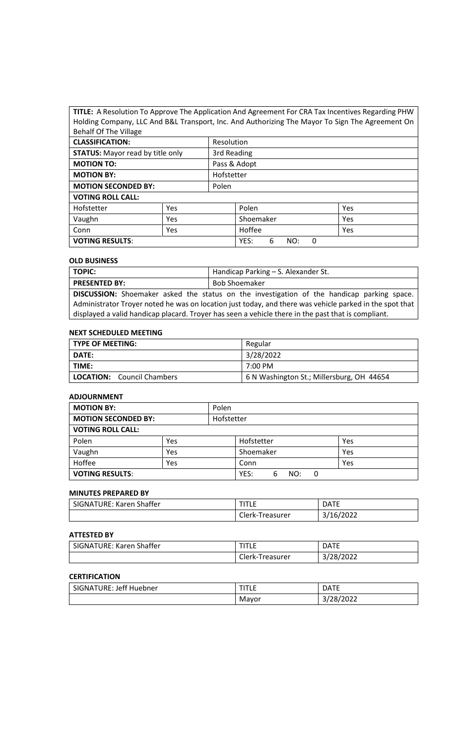| **TITLE:** A Resolution To Approve The Application And Agreement For CRA Tax Incentives Regarding PHW Holding Company, LLC And B&L Transport, Inc. And Authorizing The Mayor To Sign The Agreement On Behalf Of The Village | | | |
|---|---|---|---|
| **CLASSIFICATION:** | | Resolution | |
| **STATUS:** Mayor read by title only | | 3rd Reading | |
| **MOTION TO:** | | Pass & Adopt | |
| **MOTION BY:** | | Hofstetter | |
| **MOTION SECONDED BY:** | | Polen | |
| **VOTING ROLL CALL:** | | | |
| Hofstetter | Yes | Polen | Yes |
| Vaughn | Yes | Shoemaker | Yes |
| Conn | Yes | Hoffee | Yes |
| **VOTING RESULTS**: | | YES: 6 NO: 0 | |

## OLD BUSINESS

| **TOPIC:** | Handicap Parking – S. Alexander St. |
|---|---|
| **PRESENTED BY:** | Bob Shoemaker |
| **DISCUSSION:** Shoemaker asked the status on the investigation of the handicap parking space. Administrator Troyer noted he was on location just today, and there was vehicle parked in the spot that displayed a valid handicap placard. Troyer has seen a vehicle there in the past that is compliant. | |

## NEXT SCHEDULED MEETING

| **TYPE OF MEETING:** | Regular |
|---|---|
| **DATE:** | 3/28/2022 |
| **TIME:** | 7:00 PM |
| **LOCATION:** Council Chambers | 6 N Washington St.; Millersburg, OH 44654 |

## ADJOURNMENT

| **MOTION BY:** | | Polen | |
|---|---|---|---|
| **MOTION SECONDED BY:** | | Hofstetter | |
| **VOTING ROLL CALL:** | | | |
| Polen | Yes | Hofstetter | Yes |
| Vaughn | Yes | Shoemaker | Yes |
| Hoffee | Yes | Conn | Yes |
| **VOTING RESULTS**: | | YES: 6 NO: 0 | |

## MINUTES PREPARED BY

| SIGNATURE: Karen Shaffer | TITLE | DATE |
|---|---|---|
| | Clerk-Treasurer | 3/16/2022 |

## ATTESTED BY

| SIGNATURE: Karen Shaffer | TITLE | DATE |
|---|---|---|
| | Clerk-Treasurer | 3/28/2022 |

## CERTIFICATION

| SIGNATURE: Jeff Huebner | TITLE | DATE |
|---|---|---|
| | Mayor | 3/28/2022 |